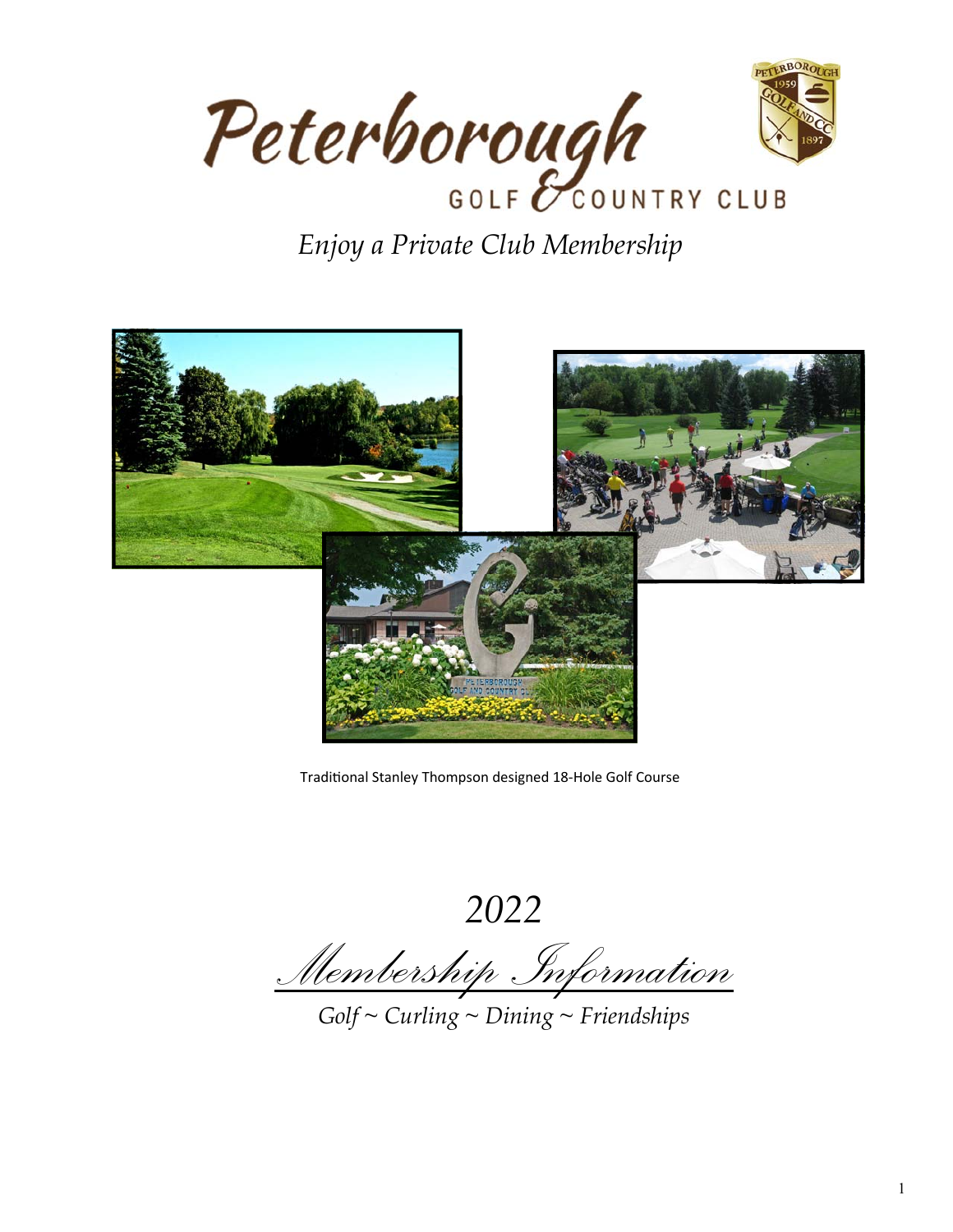# Peterborough Golf & Country Club

*Enjoy a Private Club Membership*

Traditional Stanley Thompson designed 18-Hole Golf Course

*2022*

*Membership Information*

*Golf ~ Curling ~ Dining ~ Friendships*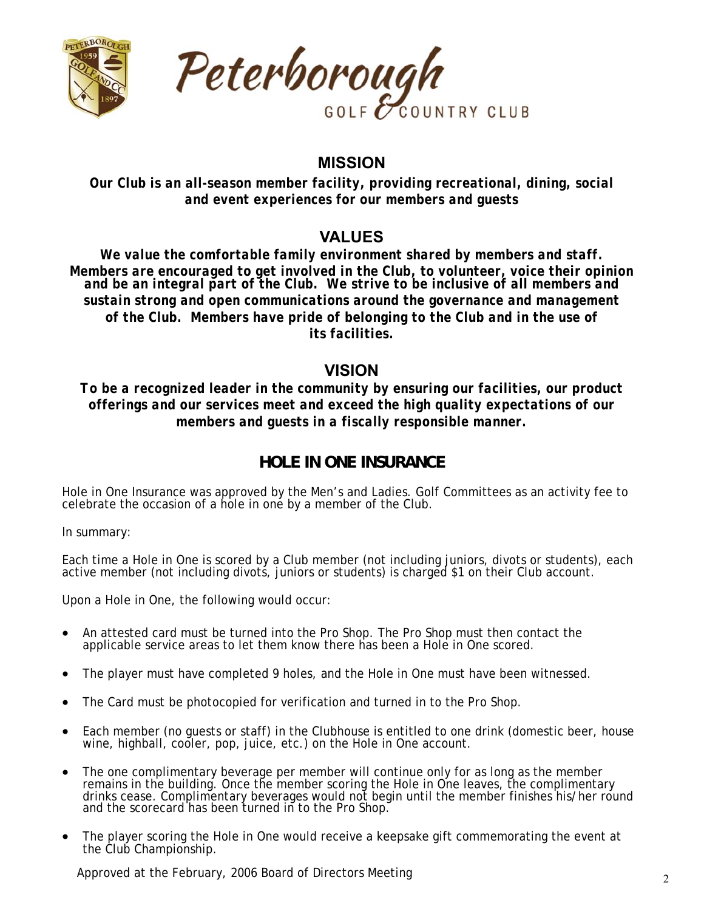Peterborough GOLF & COUNTRY CLUB

## MISSION

***Our Club is an all-season member facility, providing recreational, dining, social and event experiences for our members and guests***

## VALUES

***We value the comfortable family environment shared by members and staff. Members are encouraged to get involved in the Club, to volunteer, voice their opinion and be an integral part of the Club. We strive to be inclusive of all members and sustain strong and open communications around the governance and management of the Club. Members have pride of belonging to the Club and in the use of its facilities.***

## VISION

***To be a recognized leader in the community by ensuring our facilities, our product offerings and our services meet and exceed the high quality expectations of our members and guests in a fiscally responsible manner.***

## HOLE IN ONE INSURANCE

Hole in One Insurance was approved by the Men's and Ladies. Golf Committees as an activity fee to celebrate the occasion of a hole in one by a member of the Club.

In summary:

Each time a Hole in One is scored by a Club member (not including juniors, divots or students), each active member (not including divots, juniors or students) is charged $1 on their Club account.

Upon a Hole in One, the following would occur:

- An attested card must be turned into the Pro Shop. The Pro Shop must then contact the applicable service areas to let them know there has been a Hole in One scored.
- The player must have completed 9 holes, and the Hole in One must have been witnessed.
- The Card must be photocopied for verification and turned in to the Pro Shop.
- Each member (no guests or staff) in the Clubhouse is entitled to one drink (domestic beer, house wine, highball, cooler, pop, juice, etc.) on the Hole in One account.
- The one complimentary beverage per member will continue only for as long as the member remains in the building. Once the member scoring the Hole in One leaves, the complimentary drinks cease. Complimentary beverages would not begin until the member finishes his/her round and the scorecard has been turned in to the Pro Shop.
- The player scoring the Hole in One would receive a keepsake gift commemorating the event at the Club Championship.

Approved at the February, 2006 Board of Directors Meeting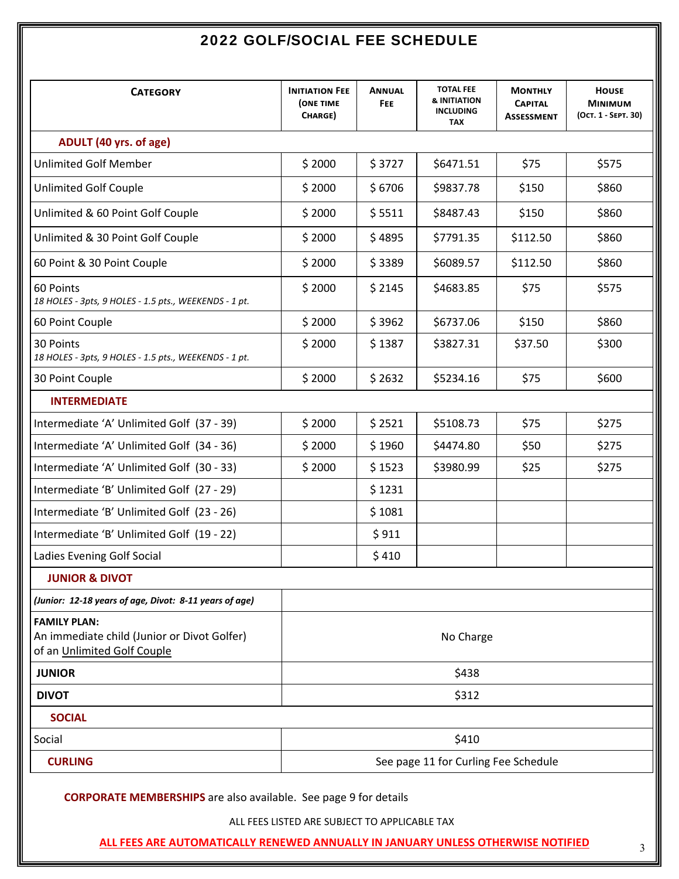# 2022 GOLF/SOCIAL FEE SCHEDULE

| CATEGORY | INITIATION FEE (ONE TIME CHARGE) | ANNUAL FEE | TOTAL FEE & INITIATION INCLUDING TAX | MONTHLY CAPITAL ASSESSMENT | HOUSE MINIMUM (OCT. 1 - SEPT. 30) |
|---|---|---|---|---|---|
| **ADULT (40 yrs. of age)** | | | | | |
| Unlimited Golf Member | $ 2000 | $ 3727 | $6471.51 | $75 | $575 |
| Unlimited Golf Couple | $ 2000 | $ 6706 | $9837.78 | $150 | $860 |
| Unlimited & 60 Point Golf Couple | $ 2000 | $ 5511 | $8487.43 | $150 | $860 |
| Unlimited & 30 Point Golf Couple | $ 2000 | $ 4895 | $7791.35 | $112.50 | $860 |
| 60 Point & 30 Point Couple | $ 2000 | $ 3389 | $6089.57 | $112.50 | $860 |
| 60 Points *18 HOLES - 3pts, 9 HOLES - 1.5 pts., WEEKENDS - 1 pt.* | $ 2000 | $ 2145 | $4683.85 | $75 | $575 |
| 60 Point Couple | $ 2000 | $ 3962 | $6737.06 | $150 | $860 |
| 30 Points *18 HOLES - 3pts, 9 HOLES - 1.5 pts., WEEKENDS - 1 pt.* | $ 2000 | $ 1387 | $3827.31 | $37.50 | $300 |
| 30 Point Couple | $ 2000 | $ 2632 | $5234.16 | $75 | $600 |
| **INTERMEDIATE** | | | | | |
| Intermediate 'A' Unlimited Golf (37 - 39) | $ 2000 | $ 2521 | $5108.73 | $75 | $275 |
| Intermediate 'A' Unlimited Golf (34 - 36) | $ 2000 | $ 1960 | $4474.80 | $50 | $275 |
| Intermediate 'A' Unlimited Golf (30 - 33) | $ 2000 | $ 1523 | $3980.99 | $25 | $275 |
| Intermediate 'B' Unlimited Golf (27 - 29) | | $ 1231 | | | |
| Intermediate 'B' Unlimited Golf (23 - 26) | | $ 1081 | | | |
| Intermediate 'B' Unlimited Golf (19 - 22) | | $ 911 | | | |
| Ladies Evening Golf Social | | $ 410 | | | |
| **JUNIOR & DIVOT** | | | | | |
| ***(Junior: 12-18 years of age, Divot: 8-11 years of age)*** | | | | | |
| **FAMILY PLAN:** An immediate child (Junior or Divot Golfer) of an Unlimited Golf Couple | No Charge | | | | |
| **JUNIOR** | $438 | | | | |
| **DIVOT** | $312 | | | | |
| **SOCIAL** | | | | | |
| Social | $410 | | | | |
| **CURLING** | See page 11 for Curling Fee Schedule | | | | |

**CORPORATE MEMBERSHIPS** are also available. See page 9 for details

ALL FEES LISTED ARE SUBJECT TO APPLICABLE TAX

**ALL FEES ARE AUTOMATICALLY RENEWED ANNUALLY IN JANUARY UNLESS OTHERWISE NOTIFIED**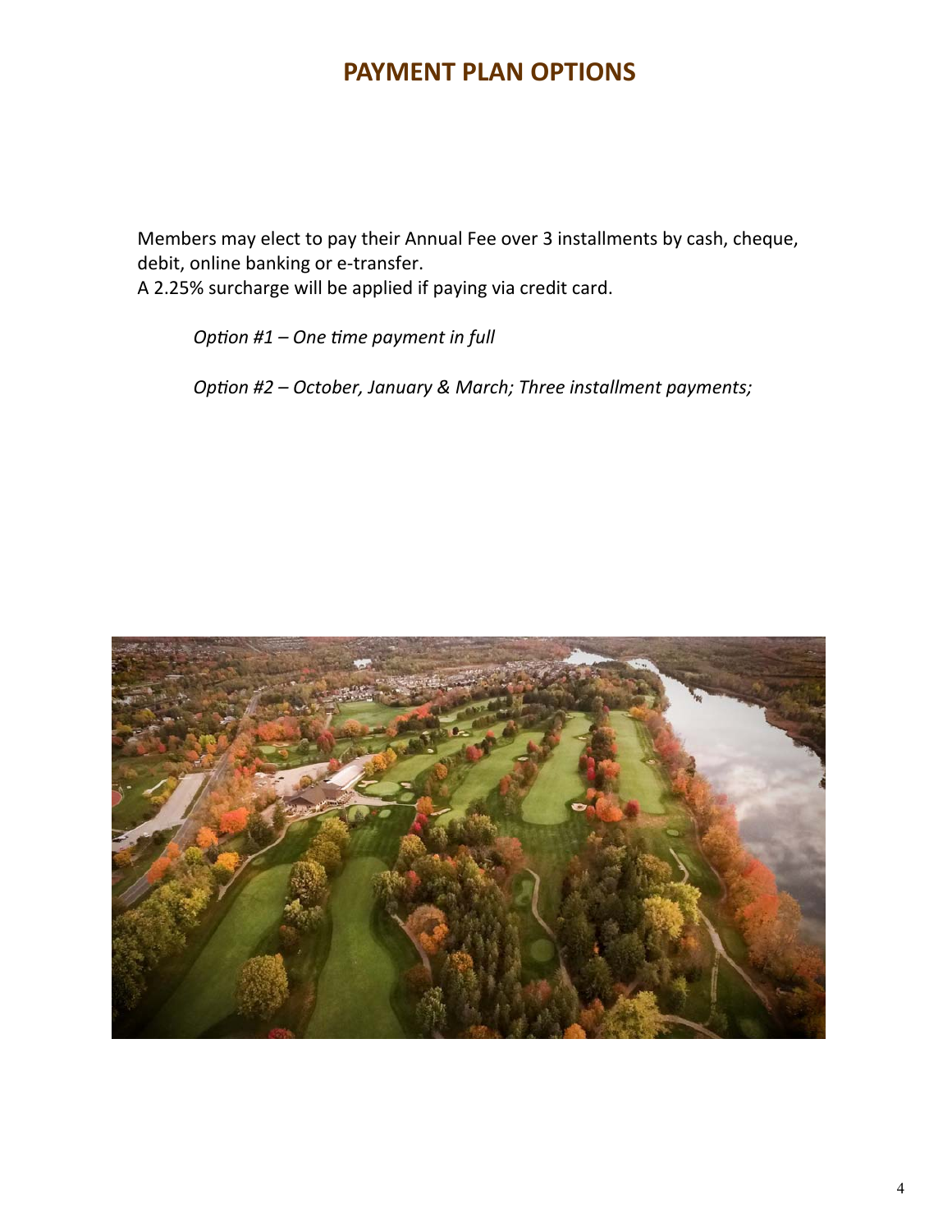# PAYMENT PLAN OPTIONS

Members may elect to pay their Annual Fee over 3 installments by cash, cheque, debit, online banking or e-transfer.
A 2.25% surcharge will be applied if paying via credit card.

*Option #1 – One time payment in full*

*Option #2 – October, January & March; Three installment payments;*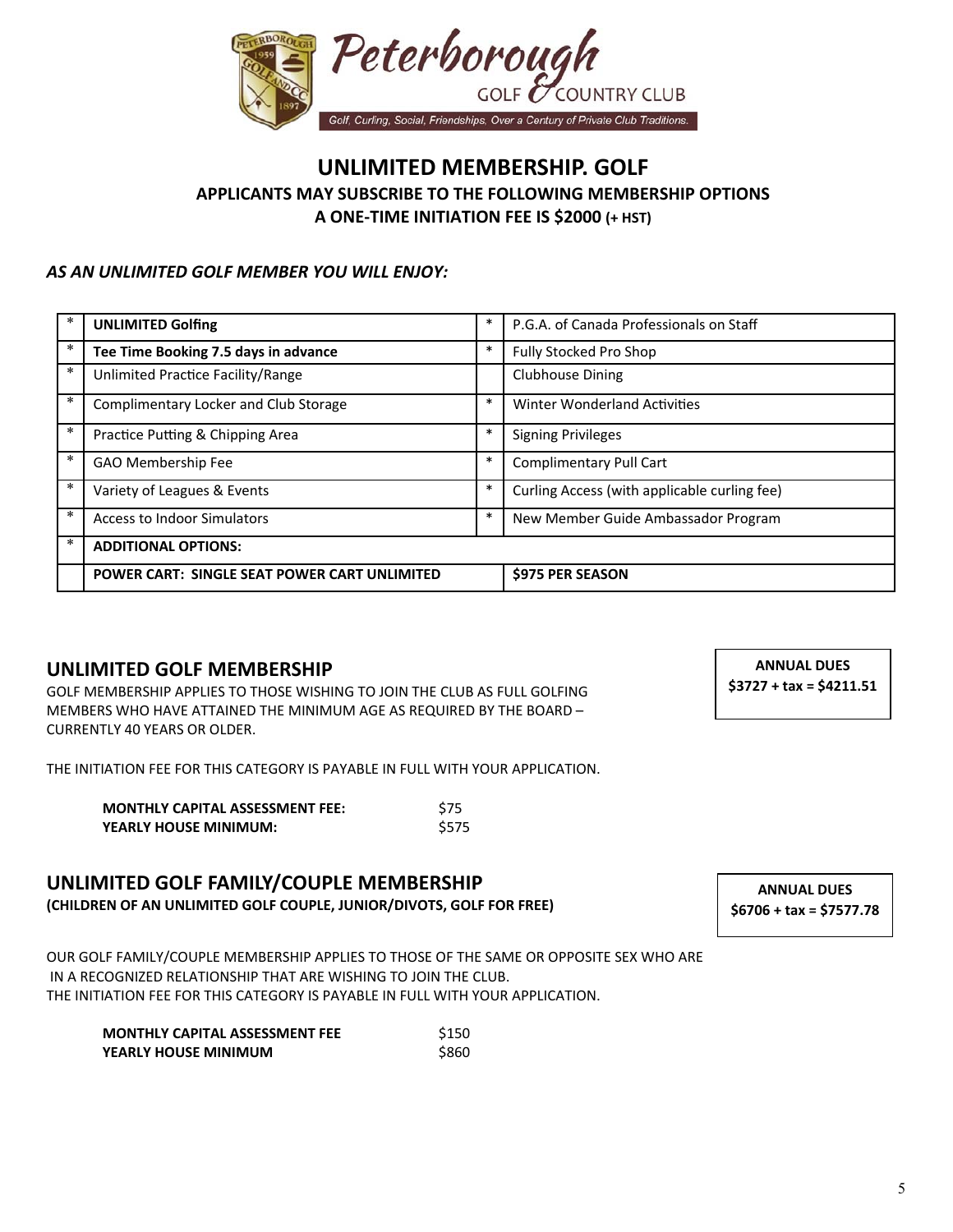Peterborough GOLF & COUNTRY CLUB

Golf, Curling, Social, Friendships, Over a Century of Private Club Traditions.

# UNLIMITED MEMBERSHIP. GOLF

### APPLICANTS MAY SUBSCRIBE TO THE FOLLOWING MEMBERSHIP OPTIONS

### A ONE-TIME INITIATION FEE IS $2000 (+ HST)

***AS AN UNLIMITED GOLF MEMBER YOU WILL ENJOY:***

| * | Benefit | * | Benefit |
|---|---|---|---|
| * | **UNLIMITED Golfing** | * | P.G.A. of Canada Professionals on Staff |
| * | **Tee Time Booking 7.5 days in advance** | * | Fully Stocked Pro Shop |
| * | Unlimited Practice Facility/Range | | Clubhouse Dining |
| * | Complimentary Locker and Club Storage | * | Winter Wonderland Activities |
| * | Practice Putting & Chipping Area | * | Signing Privileges |
| * | GAO Membership Fee | * | Complimentary Pull Cart |
| * | Variety of Leagues & Events | * | Curling Access (with applicable curling fee) |
| * | Access to Indoor Simulators | * | New Member Guide Ambassador Program |
| * | **ADDITIONAL OPTIONS:** | | |
| | **POWER CART: SINGLE SEAT POWER CART UNLIMITED** | | **$975 PER SEASON** |

## UNLIMITED GOLF MEMBERSHIP

**ANNUAL DUES**
**$3727 + tax = $4211.51**

GOLF MEMBERSHIP APPLIES TO THOSE WISHING TO JOIN THE CLUB AS FULL GOLFING MEMBERS WHO HAVE ATTAINED THE MINIMUM AGE AS REQUIRED BY THE BOARD – CURRENTLY 40 YEARS OR OLDER.

THE INITIATION FEE FOR THIS CATEGORY IS PAYABLE IN FULL WITH YOUR APPLICATION.

| | |
|---|---|
| **MONTHLY CAPITAL ASSESSMENT FEE:** | $75 |
| **YEARLY HOUSE MINIMUM:** | $575 |

## UNLIMITED GOLF FAMILY/COUPLE MEMBERSHIP

**(CHILDREN OF AN UNLIMITED GOLF COUPLE, JUNIOR/DIVOTS, GOLF FOR FREE)**

**ANNUAL DUES**
**$6706 + tax = $7577.78**

OUR GOLF FAMILY/COUPLE MEMBERSHIP APPLIES TO THOSE OF THE SAME OR OPPOSITE SEX WHO ARE IN A RECOGNIZED RELATIONSHIP THAT ARE WISHING TO JOIN THE CLUB.
THE INITIATION FEE FOR THIS CATEGORY IS PAYABLE IN FULL WITH YOUR APPLICATION.

| | |
|---|---|
| **MONTHLY CAPITAL ASSESSMENT FEE** | $150 |
| **YEARLY HOUSE MINIMUM** | $860 |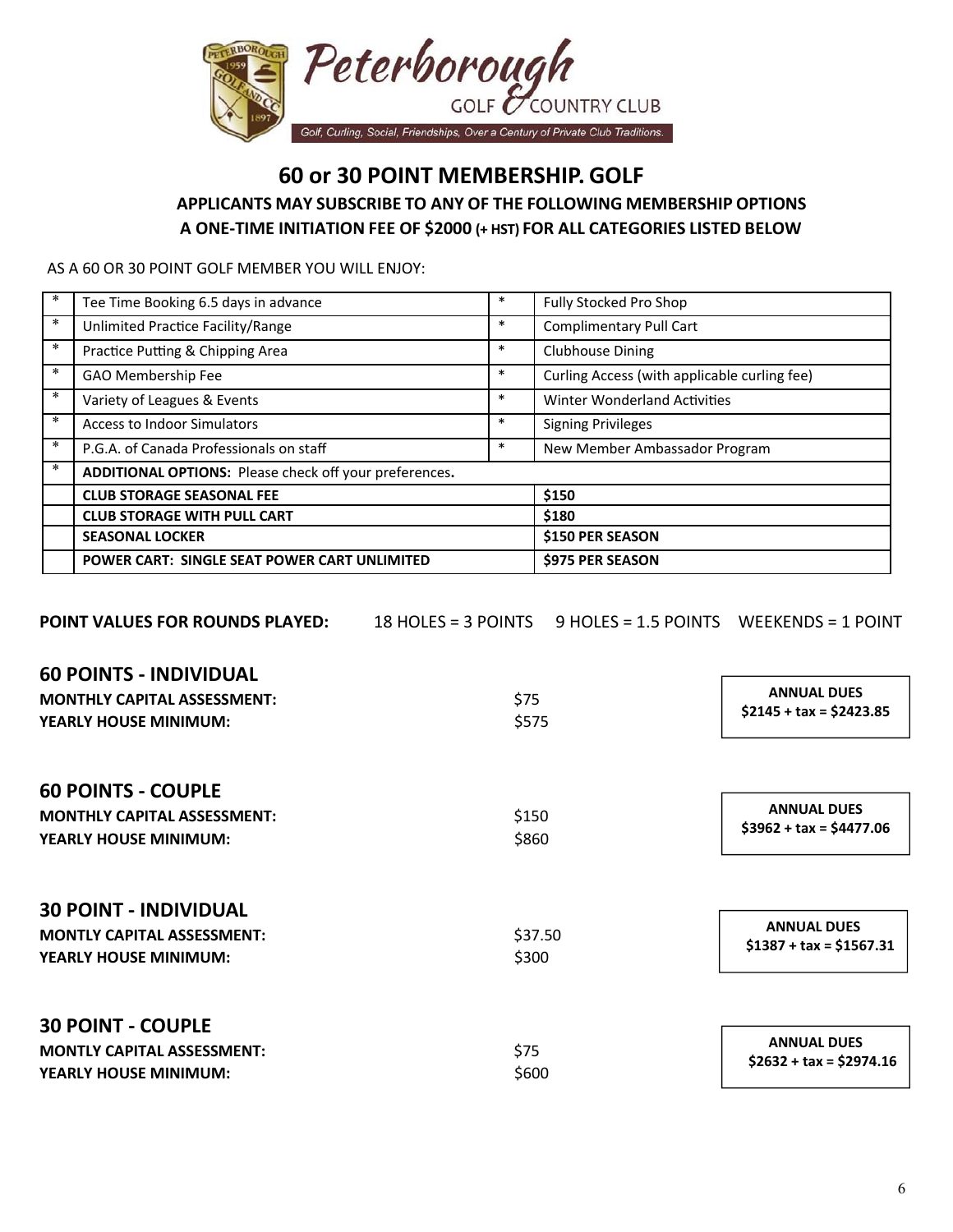Peterborough GOLF & COUNTRY CLUB

Golf, Curling, Social, Friendships, Over a Century of Private Club Traditions.

# 60 or 30 POINT MEMBERSHIP. GOLF

### APPLICANTS MAY SUBSCRIBE TO ANY OF THE FOLLOWING MEMBERSHIP OPTIONS
### A ONE-TIME INITIATION FEE OF $2000 (+ HST) FOR ALL CATEGORIES LISTED BELOW

AS A 60 OR 30 POINT GOLF MEMBER YOU WILL ENJOY:

| * | Tee Time Booking 6.5 days in advance | * | Fully Stocked Pro Shop |
|---|---|---|---|
| * | Unlimited Practice Facility/Range | * | Complimentary Pull Cart |
| * | Practice Putting & Chipping Area | * | Clubhouse Dining |
| * | GAO Membership Fee | * | Curling Access (with applicable curling fee) |
| * | Variety of Leagues & Events | * | Winter Wonderland Activities |
| * | Access to Indoor Simulators | * | Signing Privileges |
| * | P.G.A. of Canada Professionals on staff | * | New Member Ambassador Program |
| * | **ADDITIONAL OPTIONS:** Please check off your preferences**.** | | |
| | **CLUB STORAGE SEASONAL FEE** | | **$150** |
| | **CLUB STORAGE WITH PULL CART** | | **$180** |
| | **SEASONAL LOCKER** | | **$150 PER SEASON** |
| | **POWER CART: SINGLE SEAT POWER CART UNLIMITED** | | **$975 PER SEASON** |

**POINT VALUES FOR ROUNDS PLAYED:** 18 HOLES = 3 POINTS 9 HOLES = 1.5 POINTS WEEKENDS = 1 POINT

## 60 POINTS - INDIVIDUAL

**MONTHLY CAPITAL ASSESSMENT:** $75
**YEARLY HOUSE MINIMUM:** $575

**ANNUAL DUES**
**$2145 + tax = $2423.85**

## 60 POINTS - COUPLE

**MONTHLY CAPITAL ASSESSMENT:** $150
**YEARLY HOUSE MINIMUM:** $860

**ANNUAL DUES**
**$3962 + tax = $4477.06**

## 30 POINT - INDIVIDUAL

**MONTLY CAPITAL ASSESSMENT:** $37.50
**YEARLY HOUSE MINIMUM:** $300

**ANNUAL DUES**
**$1387 + tax = $1567.31**

## 30 POINT - COUPLE

**MONTLY CAPITAL ASSESSMENT:** $75
**YEARLY HOUSE MINIMUM:** $600

**ANNUAL DUES**
**$2632 + tax = $2974.16**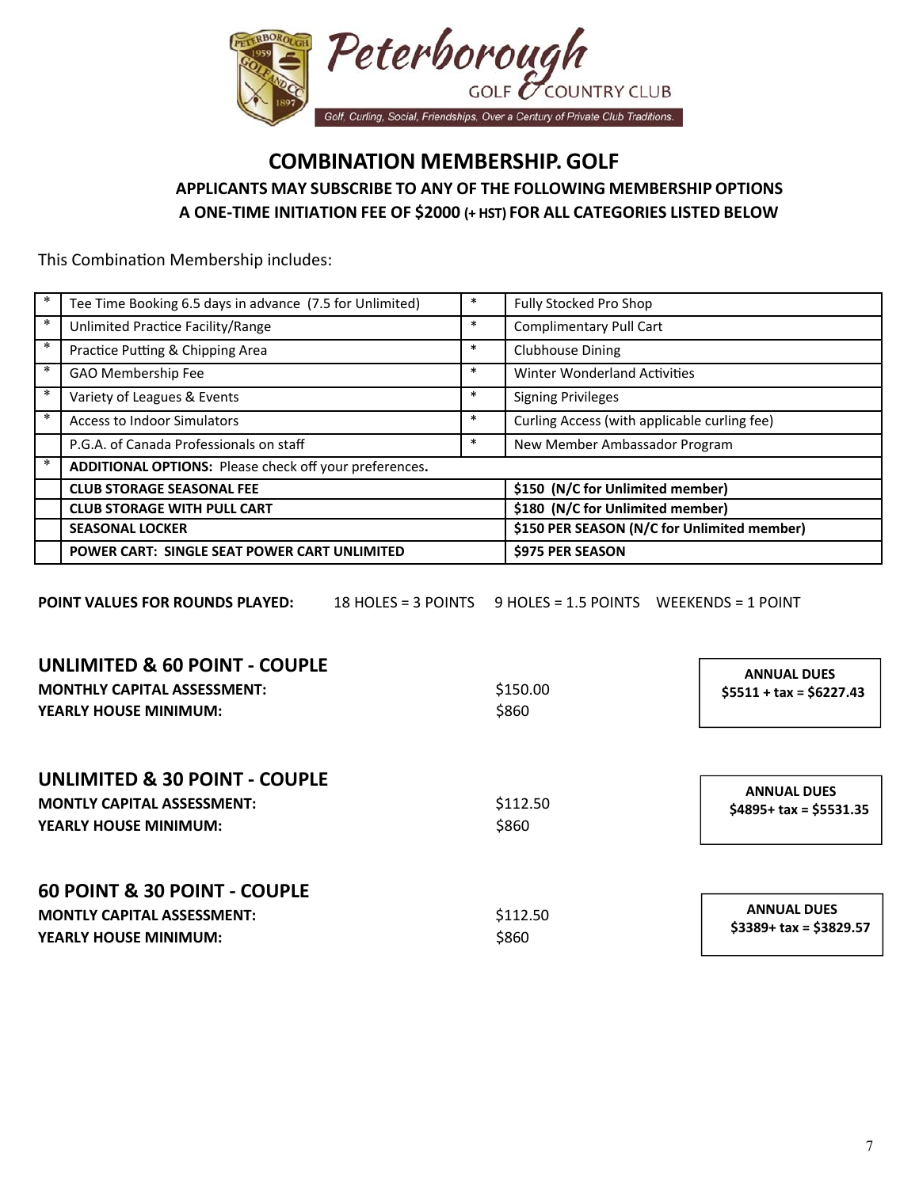Peterborough GOLF & COUNTRY CLUB

Golf, Curling, Social, Friendships. Over a Century of Private Club Traditions.

# COMBINATION MEMBERSHIP. GOLF

**APPLICANTS MAY SUBSCRIBE TO ANY OF THE FOLLOWING MEMBERSHIP OPTIONS**
**A ONE-TIME INITIATION FEE OF $2000 (+ HST) FOR ALL CATEGORIES LISTED BELOW**

This Combination Membership includes:

| | | | |
|---|---|---|---|
| * | Tee Time Booking 6.5 days in advance (7.5 for Unlimited) | * | Fully Stocked Pro Shop |
| * | Unlimited Practice Facility/Range | * | Complimentary Pull Cart |
| * | Practice Putting & Chipping Area | * | Clubhouse Dining |
| * | GAO Membership Fee | * | Winter Wonderland Activities |
| * | Variety of Leagues & Events | * | Signing Privileges |
| * | Access to Indoor Simulators | * | Curling Access (with applicable curling fee) |
| | P.G.A. of Canada Professionals on staff | * | New Member Ambassador Program |
| * | **ADDITIONAL OPTIONS:** Please check off your preferences. | | |
| | **CLUB STORAGE SEASONAL FEE** | | **$150 (N/C for Unlimited member)** |
| | **CLUB STORAGE WITH PULL CART** | | **$180 (N/C for Unlimited member)** |
| | **SEASONAL LOCKER** | | **$150 PER SEASON (N/C for Unlimited member)** |
| | **POWER CART: SINGLE SEAT POWER CART UNLIMITED** | | **$975 PER SEASON** |

**POINT VALUES FOR ROUNDS PLAYED:** 18 HOLES = 3 POINTS 9 HOLES = 1.5 POINTS WEEKENDS = 1 POINT

## UNLIMITED & 60 POINT - COUPLE

**MONTHLY CAPITAL ASSESSMENT:** $150.00
**YEARLY HOUSE MINIMUM:** $860

**ANNUAL DUES**
**$5511 + tax = $6227.43**

## UNLIMITED & 30 POINT - COUPLE

**MONTLY CAPITAL ASSESSMENT:** $112.50
**YEARLY HOUSE MINIMUM:** $860

**ANNUAL DUES**
**$4895+ tax = $5531.35**

## 60 POINT & 30 POINT - COUPLE

**MONTLY CAPITAL ASSESSMENT:** $112.50
**YEARLY HOUSE MINIMUM:** $860

**ANNUAL DUES**
**$3389+ tax = $3829.57**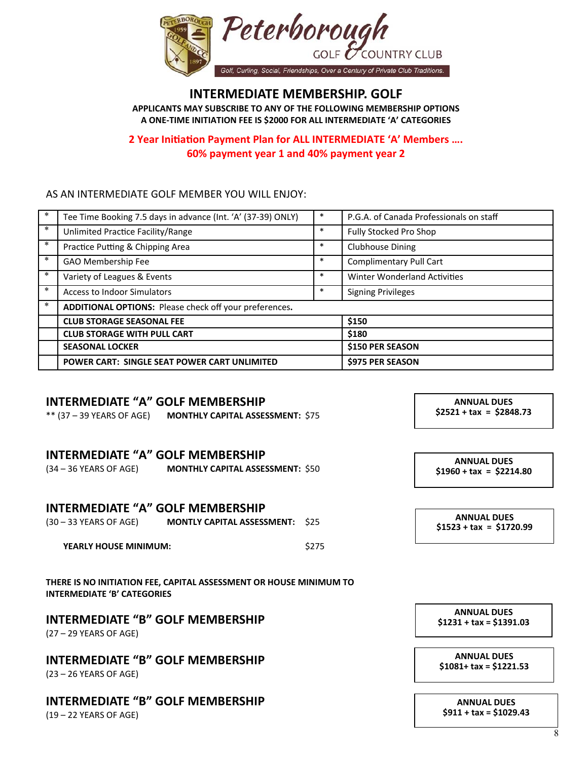# Peterborough GOLF & COUNTRY CLUB

Golf, Curling, Social, Friendships, Over a Century of Private Club Traditions.

## INTERMEDIATE MEMBERSHIP. GOLF

**APPLICANTS MAY SUBSCRIBE TO ANY OF THE FOLLOWING MEMBERSHIP OPTIONS**
**A ONE-TIME INITIATION FEE IS $2000 FOR ALL INTERMEDIATE 'A' CATEGORIES**

**2 Year Initiation Payment Plan for ALL INTERMEDIATE 'A' Members ….**
**60% payment year 1 and 40% payment year 2**

AS AN INTERMEDIATE GOLF MEMBER YOU WILL ENJOY:

| * | Tee Time Booking 7.5 days in advance (Int. 'A' (37-39) ONLY) | * | P.G.A. of Canada Professionals on staff |
|---|---|---|---|
| * | Unlimited Practice Facility/Range | * | Fully Stocked Pro Shop |
| * | Practice Putting & Chipping Area | * | Clubhouse Dining |
| * | GAO Membership Fee | * | Complimentary Pull Cart |
| * | Variety of Leagues & Events | * | Winter Wonderland Activities |
| * | Access to Indoor Simulators | * | Signing Privileges |
| * | **ADDITIONAL OPTIONS:** Please check off your preferences. | | |
| | **CLUB STORAGE SEASONAL FEE** | | **$150** |
| | **CLUB STORAGE WITH PULL CART** | | **$180** |
| | **SEASONAL LOCKER** | | **$150 PER SEASON** |
| | **POWER CART: SINGLE SEAT POWER CART UNLIMITED** | | **$975 PER SEASON** |

### INTERMEDIATE "A" GOLF MEMBERSHIP

** (37 – 39 YEARS OF AGE) **MONTHLY CAPITAL ASSESSMENT:** $75

**ANNUAL DUES**
**$2521 + tax = $2848.73**

### INTERMEDIATE "A" GOLF MEMBERSHIP

(34 – 36 YEARS OF AGE) **MONTHLY CAPITAL ASSESSMENT:** $50

**ANNUAL DUES**
**$1960 + tax = $2214.80**

### INTERMEDIATE "A" GOLF MEMBERSHIP

(30 – 33 YEARS OF AGE) **MONTLY CAPITAL ASSESSMENT:** $25

**ANNUAL DUES**
**$1523 + tax = $1720.99**

**YEARLY HOUSE MINIMUM:** $275

**THERE IS NO INITIATION FEE, CAPITAL ASSESSMENT OR HOUSE MINIMUM TO INTERMEDIATE 'B' CATEGORIES**

### INTERMEDIATE "B" GOLF MEMBERSHIP

(27 – 29 YEARS OF AGE)

**ANNUAL DUES**
**$1231 + tax = $1391.03**

### INTERMEDIATE "B" GOLF MEMBERSHIP

(23 – 26 YEARS OF AGE)

**ANNUAL DUES**
**$1081+ tax = $1221.53**

### INTERMEDIATE "B" GOLF MEMBERSHIP

(19 – 22 YEARS OF AGE)

**ANNUAL DUES**
**$911 + tax = $1029.43**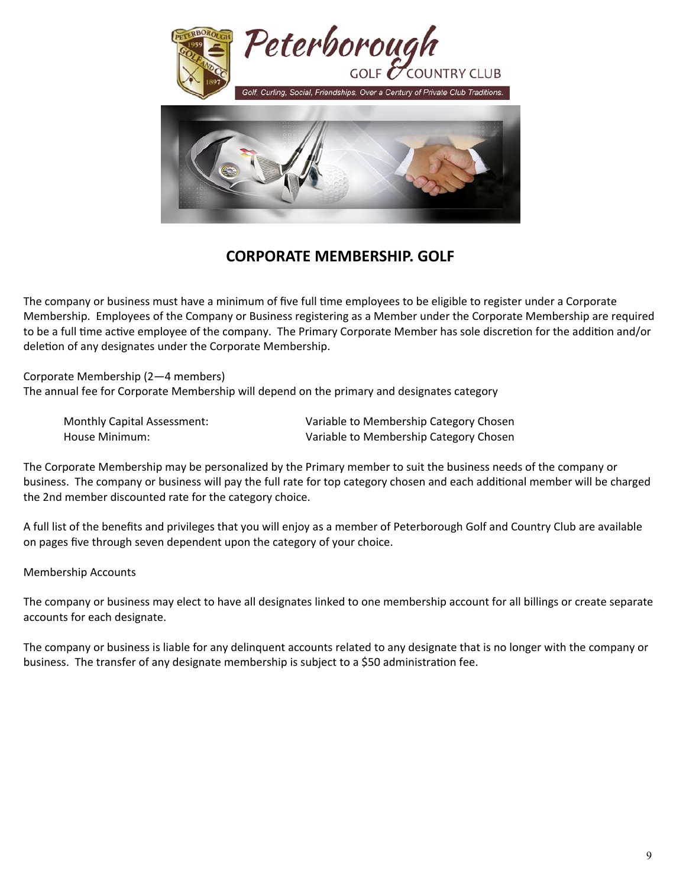Peterborough Golf & Country Club

*Golf, Curling, Social, Friendships. Over a Century of Private Club Traditions.*

## CORPORATE MEMBERSHIP. GOLF

The company or business must have a minimum of five full time employees to be eligible to register under a Corporate Membership. Employees of the Company or Business registering as a Member under the Corporate Membership are required to be a full time active employee of the company. The Primary Corporate Member has sole discretion for the addition and/or deletion of any designates under the Corporate Membership.

Corporate Membership (2—4 members)
The annual fee for Corporate Membership will depend on the primary and designates category

| | |
|---|---|
| Monthly Capital Assessment: | Variable to Membership Category Chosen |
| House Minimum: | Variable to Membership Category Chosen |

The Corporate Membership may be personalized by the Primary member to suit the business needs of the company or business. The company or business will pay the full rate for top category chosen and each additional member will be charged the 2nd member discounted rate for the category choice.

A full list of the benefits and privileges that you will enjoy as a member of Peterborough Golf and Country Club are available on pages five through seven dependent upon the category of your choice.

Membership Accounts

The company or business may elect to have all designates linked to one membership account for all billings or create separate accounts for each designate.

The company or business is liable for any delinquent accounts related to any designate that is no longer with the company or business. The transfer of any designate membership is subject to a $50 administration fee.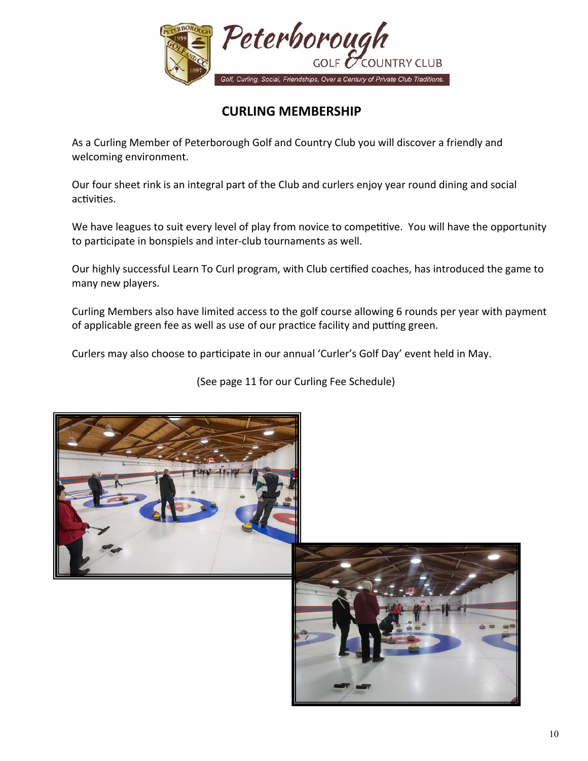# CURLING MEMBERSHIP

As a Curling Member of Peterborough Golf and Country Club you will discover a friendly and welcoming environment.

Our four sheet rink is an integral part of the Club and curlers enjoy year round dining and social activities.

We have leagues to suit every level of play from novice to competitive. You will have the opportunity to participate in bonspiels and inter-club tournaments as well.

Our highly successful Learn To Curl program, with Club certified coaches, has introduced the game to many new players.

Curling Members also have limited access to the golf course allowing 6 rounds per year with payment of applicable green fee as well as use of our practice facility and putting green.

Curlers may also choose to participate in our annual 'Curler's Golf Day' event held in May.

(See page 11 for our Curling Fee Schedule)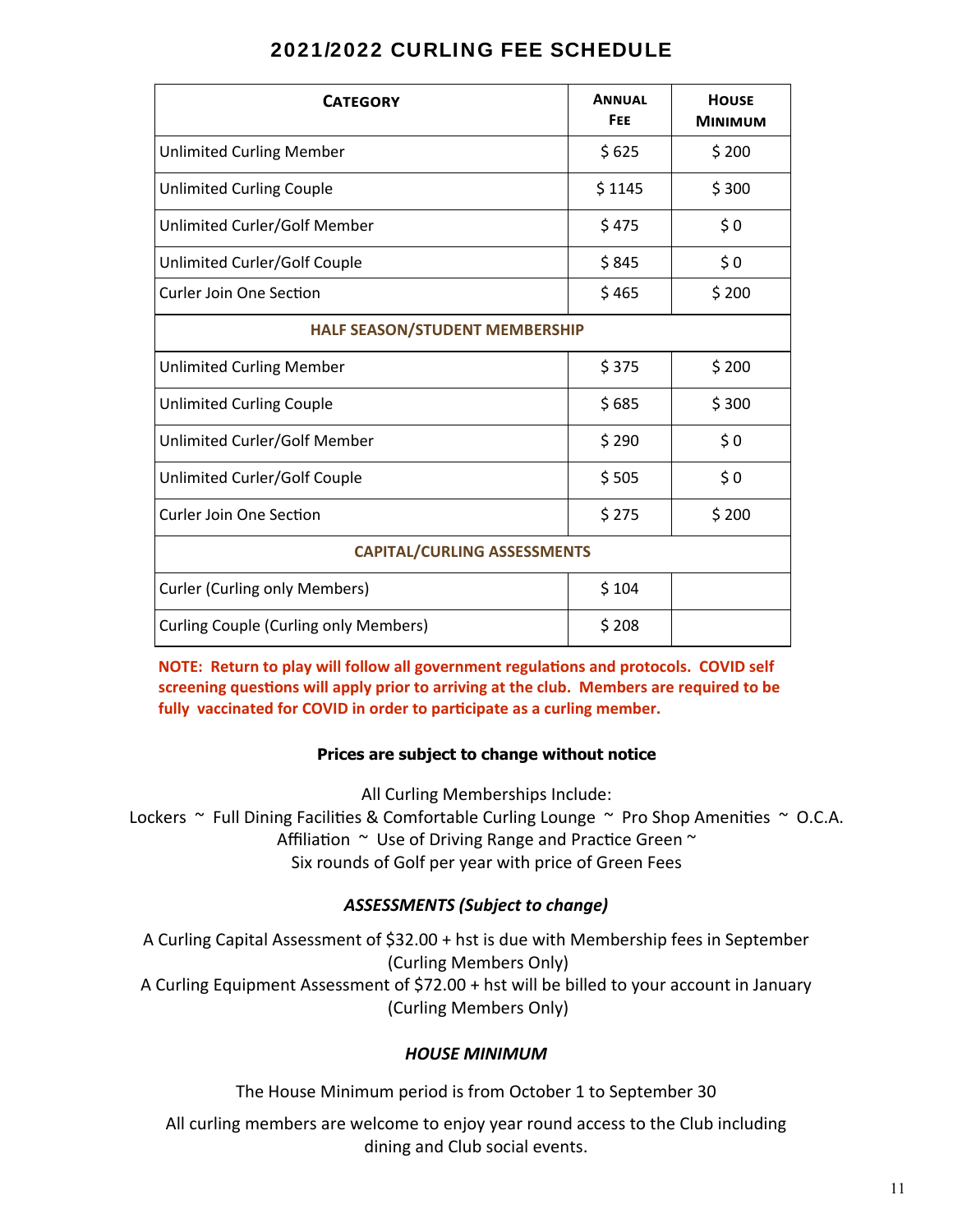# 2021/2022 CURLING FEE SCHEDULE

| CATEGORY | ANNUAL FEE | HOUSE MINIMUM |
|---|---|---|
| Unlimited Curling Member | $ 625 | $ 200 |
| Unlimited Curling Couple | $ 1145 | $ 300 |
| Unlimited Curler/Golf Member | $ 475 | $ 0 |
| Unlimited Curler/Golf Couple | $ 845 | $ 0 |
| Curler Join One Section | $ 465 | $ 200 |
| **HALF SEASON/STUDENT MEMBERSHIP** | | |
| Unlimited Curling Member | $ 375 | $ 200 |
| Unlimited Curling Couple | $ 685 | $ 300 |
| Unlimited Curler/Golf Member | $ 290 | $ 0 |
| Unlimited Curler/Golf Couple | $ 505 | $ 0 |
| Curler Join One Section | $ 275 | $ 200 |
| **CAPITAL/CURLING ASSESSMENTS** | | |
| Curler (Curling only Members) | $ 104 | |
| Curling Couple (Curling only Members) | $ 208 | |

**NOTE: Return to play will follow all government regulations and protocols. COVID self screening questions will apply prior to arriving at the club. Members are required to be fully vaccinated for COVID in order to participate as a curling member.**

**Prices are subject to change without notice**

All Curling Memberships Include:
Lockers ~ Full Dining Facilities & Comfortable Curling Lounge ~ Pro Shop Amenities ~ O.C.A. Affiliation ~ Use of Driving Range and Practice Green ~ Six rounds of Golf per year with price of Green Fees

***ASSESSMENTS (Subject to change)***

A Curling Capital Assessment of $32.00 + hst is due with Membership fees in September (Curling Members Only)
A Curling Equipment Assessment of $72.00 + hst will be billed to your account in January (Curling Members Only)

***HOUSE MINIMUM***

The House Minimum period is from October 1 to September 30

All curling members are welcome to enjoy year round access to the Club including dining and Club social events.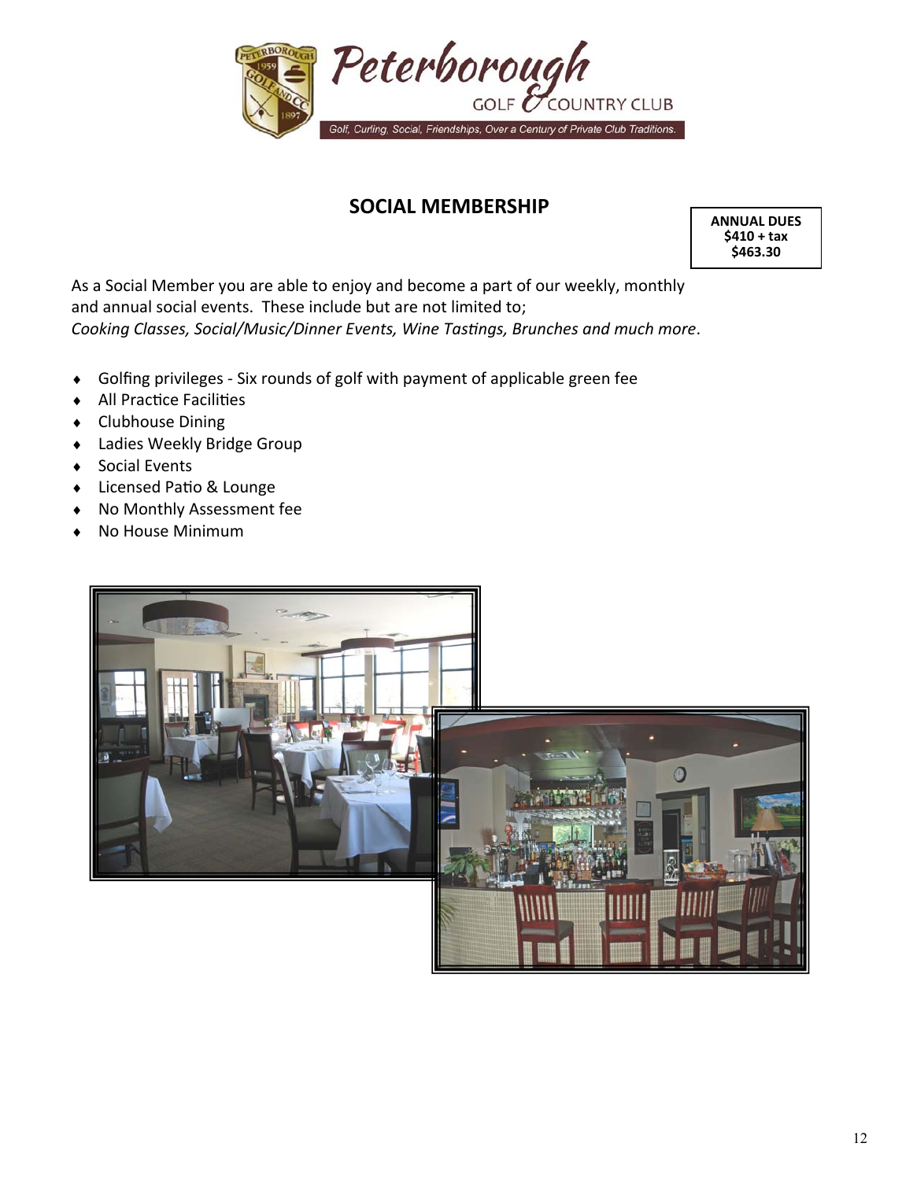Peterborough GOLF & COUNTRY CLUB

Golf, Curling, Social, Friendships, Over a Century of Private Club Traditions.

## SOCIAL MEMBERSHIP

**ANNUAL DUES**
**$410 + tax**
**$463.30**

As a Social Member you are able to enjoy and become a part of our weekly, monthly and annual social events. These include but are not limited to;
*Cooking Classes, Social/Music/Dinner Events, Wine Tastings, Brunches and much more*.

- Golfing privileges - Six rounds of golf with payment of applicable green fee
- All Practice Facilities
- Clubhouse Dining
- Ladies Weekly Bridge Group
- Social Events
- Licensed Patio & Lounge
- No Monthly Assessment fee
- No House Minimum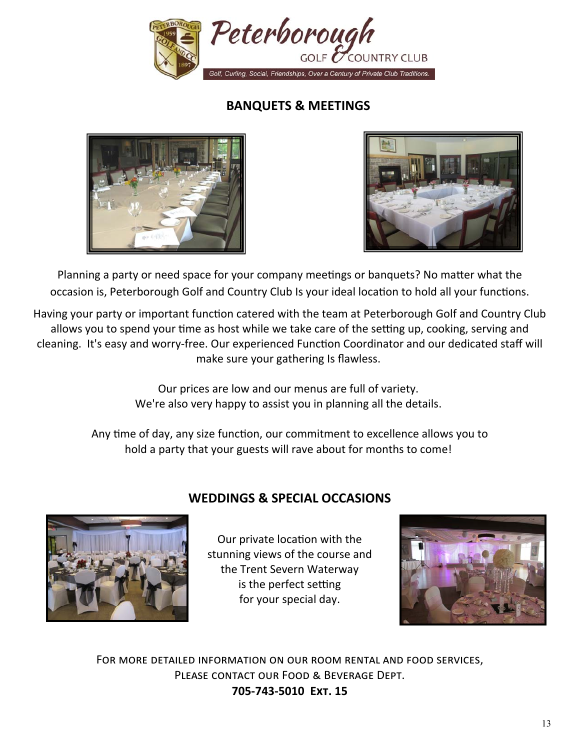Peterborough GOLF & COUNTRY CLUB

*Golf, Curling, Social, Friendships, Over a Century of Private Club Traditions.*

## BANQUETS & MEETINGS

Planning a party or need space for your company meetings or banquets? No matter what the occasion is, Peterborough Golf and Country Club Is your ideal location to hold all your functions.

Having your party or important function catered with the team at Peterborough Golf and Country Club allows you to spend your time as host while we take care of the setting up, cooking, serving and cleaning. It's easy and worry-free. Our experienced Function Coordinator and our dedicated staff will make sure your gathering Is flawless.

Our prices are low and our menus are full of variety.
We're also very happy to assist you in planning all the details.

Any time of day, any size function, our commitment to excellence allows you to hold a party that your guests will rave about for months to come!

## WEDDINGS & SPECIAL OCCASIONS

Our private location with the stunning views of the course and the Trent Severn Waterway is the perfect setting for your special day.

For more detailed information on our room rental and food services,
Please contact our Food & Beverage Dept.
**705-743-5010 Ext. 15**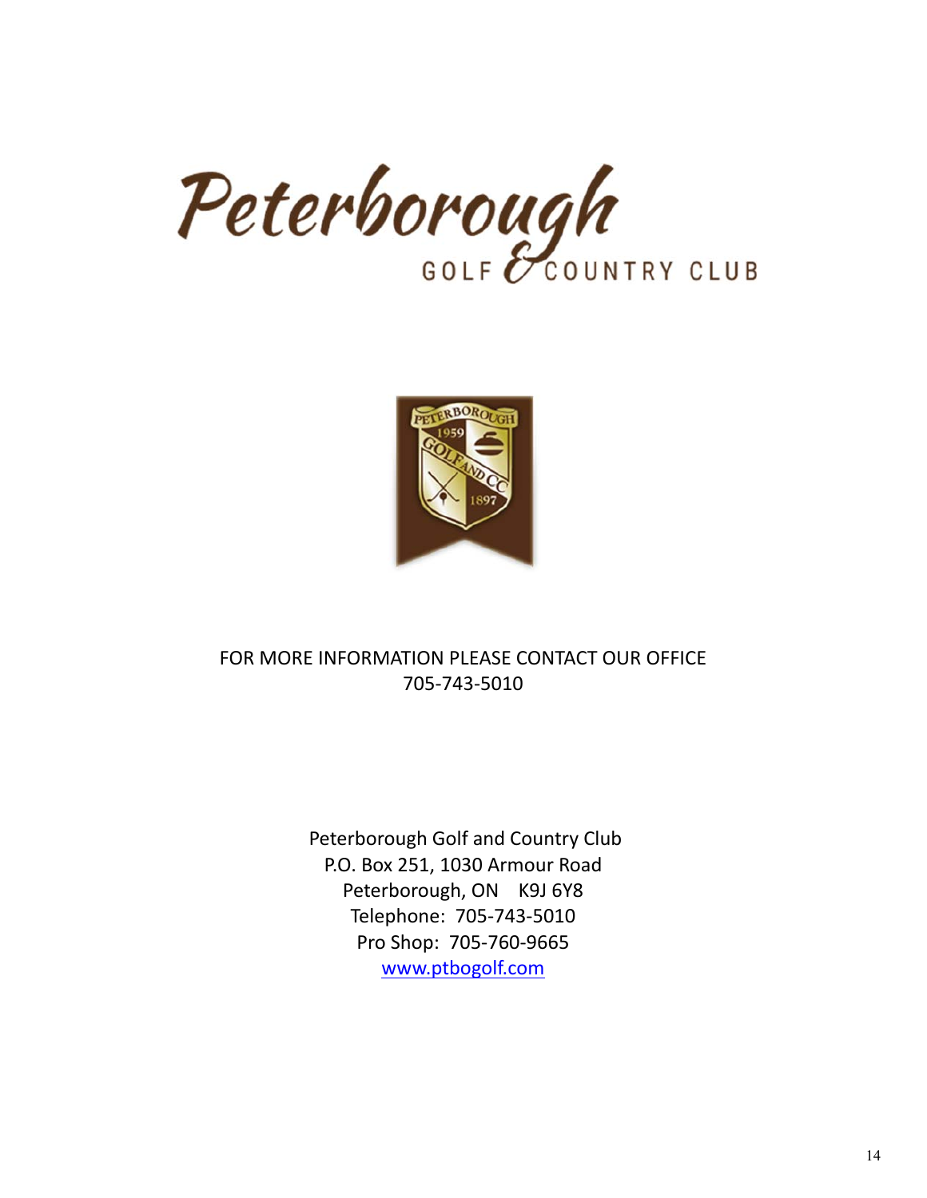Peterborough
GOLF & COUNTRY CLUB

FOR MORE INFORMATION PLEASE CONTACT OUR OFFICE
705-743-5010

Peterborough Golf and Country Club
P.O. Box 251, 1030 Armour Road
Peterborough, ON K9J 6Y8
Telephone: 705-743-5010
Pro Shop: 705-760-9665
www.ptbogolf.com